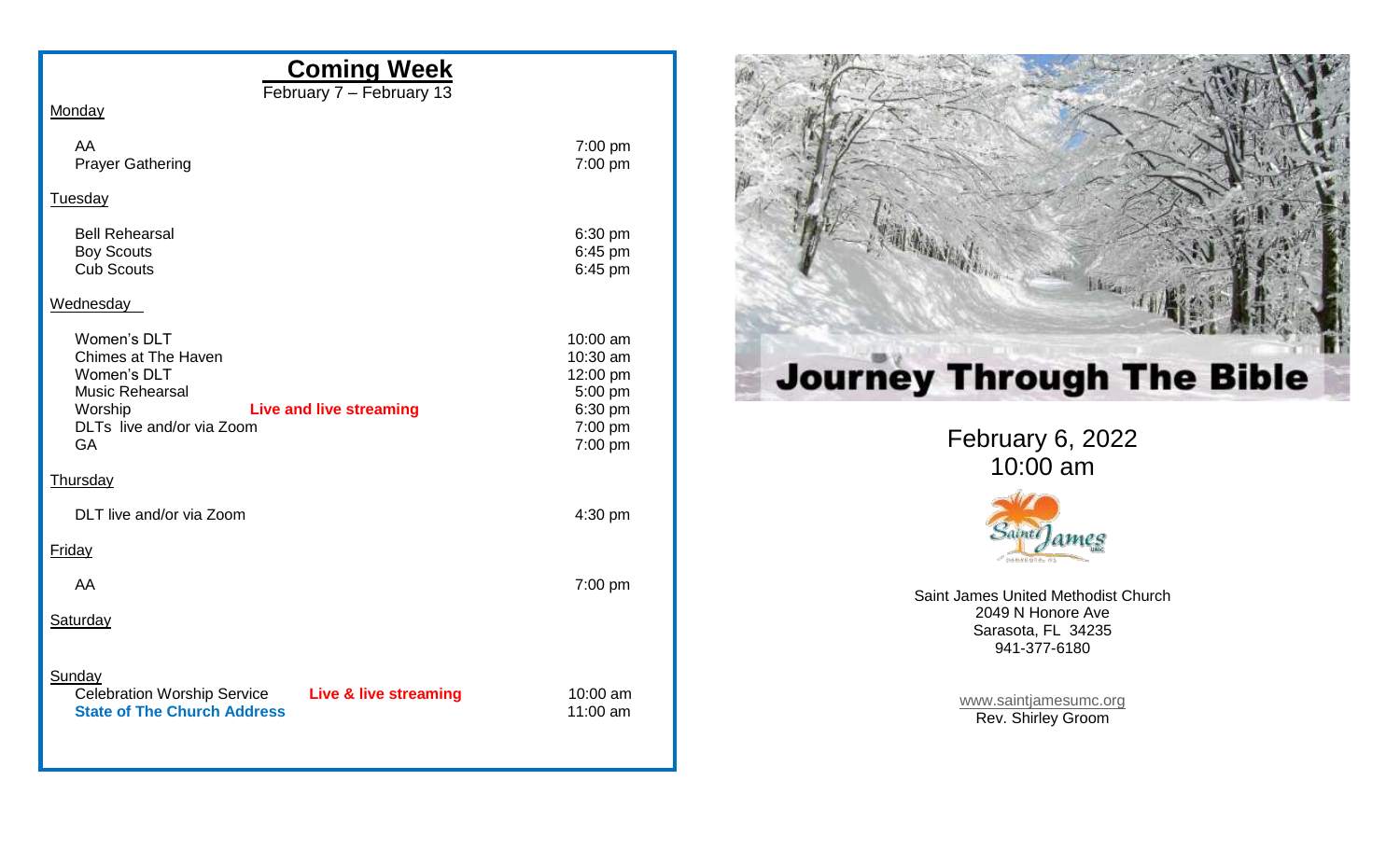## Coming Week

February 7 – February 13

**Monday**

| | | |
|---|---|---|
| AA | | 7:00 pm |
| Prayer Gathering | | 7:00 pm |

**Tuesday**

| | | |
|---|---|---|
| Bell Rehearsal | | 6:30 pm |
| Boy Scouts | | 6:45 pm |
| Cub Scouts | | 6:45 pm |

**Wednesday**

| | | |
|---|---|---|
| Women's DLT | | 10:00 am |
| Chimes at The Haven | | 10:30 am |
| Women's DLT | | 12:00 pm |
| Music Rehearsal | | 5:00 pm |
| Worship | **Live and live streaming** | 6:30 pm |
| DLTs live and/or via Zoom | | 7:00 pm |
| GA | | 7:00 pm |

**Thursday**

| | | |
|---|---|---|
| DLT live and/or via Zoom | | 4:30 pm |

**Friday**

| | | |
|---|---|---|
| AA | | 7:00 pm |

**Saturday**

**Sunday**

| | | |
|---|---|---|
| Celebration Worship Service | **Live & live streaming** | 10:00 am |
| **State of The Church Address** | | 11:00 am |

# Journey Through The Bible

February 6, 2022
10:00 am

Saint James United Methodist Church
2049 N Honore Ave
Sarasota, FL 34235
941-377-6180

www.saintjamesumc.org
Rev. Shirley Groom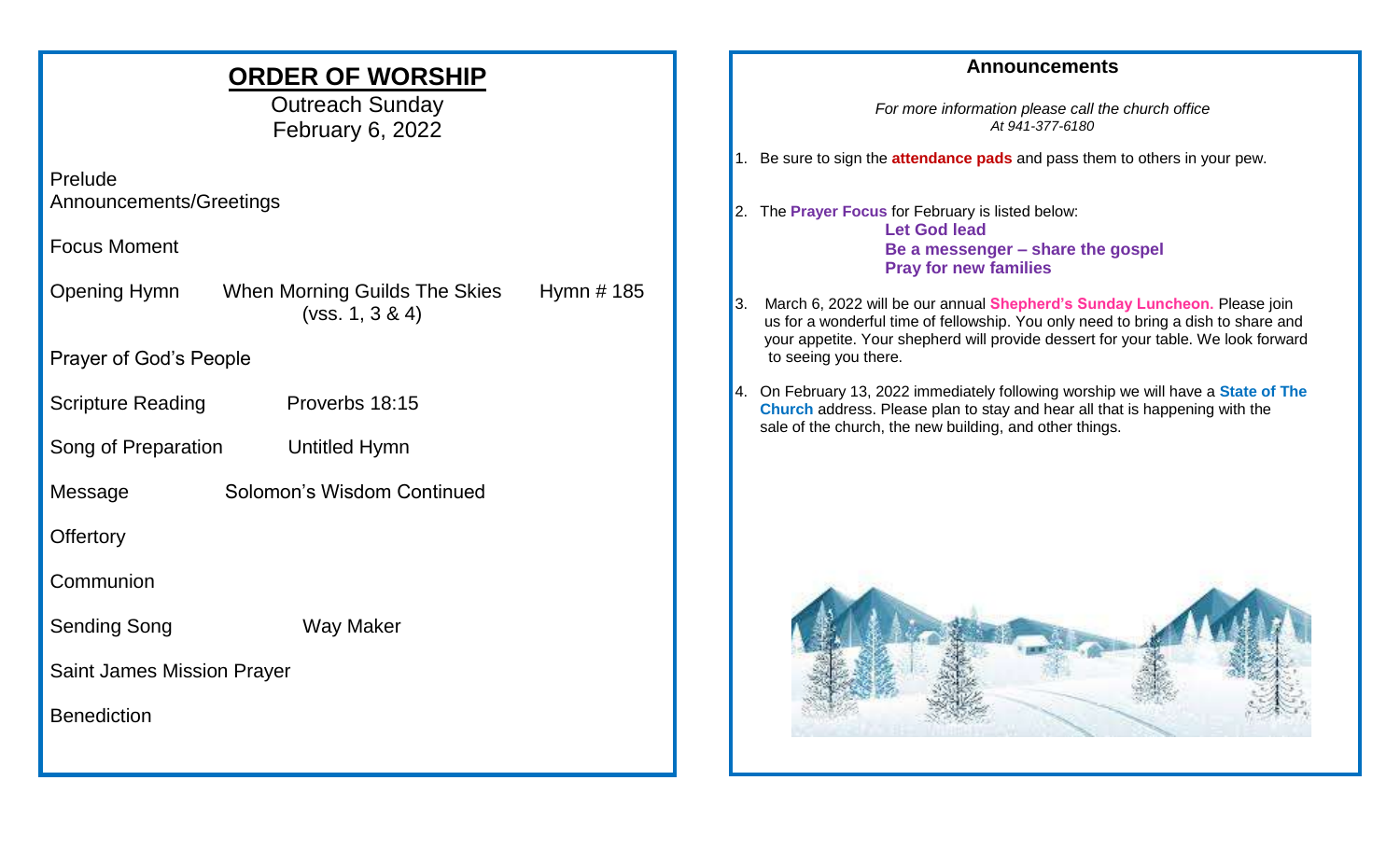# ORDER OF WORSHIP

Outreach Sunday
February 6, 2022

Prelude
Announcements/Greetings

Focus Moment

Opening Hymn — When Morning Guilds The Skies (vss. 1, 3 & 4) — Hymn # 185

Prayer of God's People

Scripture Reading — Proverbs 18:15

Song of Preparation — Untitled Hymn

Message — Solomon's Wisdom Continued

Offertory

Communion

Sending Song — Way Maker

Saint James Mission Prayer

Benediction

## Announcements

*For more information please call the church office*
*At 941-377-6180*

1. Be sure to sign the **attendance pads** and pass them to others in your pew.

2. The **Prayer Focus** for February is listed below:
   **Let God lead**
   **Be a messenger – share the gospel**
   **Pray for new families**

3. March 6, 2022 will be our annual **Shepherd's Sunday Luncheon.** Please join us for a wonderful time of fellowship. You only need to bring a dish to share and your appetite. Your shepherd will provide dessert for your table. We look forward to seeing you there.

4. On February 13, 2022 immediately following worship we will have a **State of The Church** address. Please plan to stay and hear all that is happening with the sale of the church, the new building, and other things.